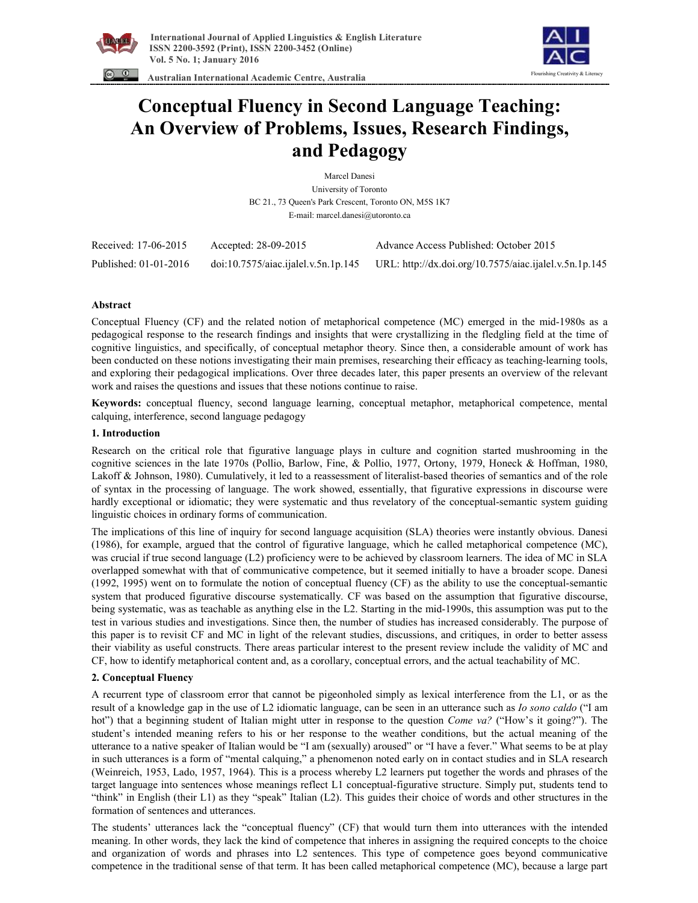# Conceptual Fluency in Second Language Teaching: An Overview of Problems, Issues, Research Findings, and Pedagogy

Marcel Danesi

University of Toronto

BC 21., 73 Queen's Park Crescent, Toronto ON, M5S 1K7

E-mail: marcel.danesi@utoronto.ca

| Received: 17-06-2015 | Accepted: 28-09-2015 | Advance Access Published: October 2015 |
|---|---|---|
| Published: 01-01-2016 | doi:10.7575/aiac.ijalel.v.5n.1p.145 | URL: http://dx.doi.org/10.7575/aiac.ijalel.v.5n.1p.145 |

### Abstract

Conceptual Fluency (CF) and the related notion of metaphorical competence (MC) emerged in the mid-1980s as a pedagogical response to the research findings and insights that were crystallizing in the fledgling field at the time of cognitive linguistics, and specifically, of conceptual metaphor theory. Since then, a considerable amount of work has been conducted on these notions investigating their main premises, researching their efficacy as teaching-learning tools, and exploring their pedagogical implications. Over three decades later, this paper presents an overview of the relevant work and raises the questions and issues that these notions continue to raise.

**Keywords:** conceptual fluency, second language learning, conceptual metaphor, metaphorical competence, mental calquing, interference, second language pedagogy

## 1. Introduction

Research on the critical role that figurative language plays in culture and cognition started mushrooming in the cognitive sciences in the late 1970s (Pollio, Barlow, Fine, & Pollio, 1977, Ortony, 1979, Honeck & Hoffman, 1980, Lakoff & Johnson, 1980). Cumulatively, it led to a reassessment of literalist-based theories of semantics and of the role of syntax in the processing of language. The work showed, essentially, that figurative expressions in discourse were hardly exceptional or idiomatic; they were systematic and thus revelatory of the conceptual-semantic system guiding linguistic choices in ordinary forms of communication.

The implications of this line of inquiry for second language acquisition (SLA) theories were instantly obvious. Danesi (1986), for example, argued that the control of figurative language, which he called metaphorical competence (MC), was crucial if true second language (L2) proficiency were to be achieved by classroom learners. The idea of MC in SLA overlapped somewhat with that of communicative competence, but it seemed initially to have a broader scope. Danesi (1992, 1995) went on to formulate the notion of conceptual fluency (CF) as the ability to use the conceptual-semantic system that produced figurative discourse systematically. CF was based on the assumption that figurative discourse, being systematic, was as teachable as anything else in the L2. Starting in the mid-1990s, this assumption was put to the test in various studies and investigations. Since then, the number of studies has increased considerably. The purpose of this paper is to revisit CF and MC in light of the relevant studies, discussions, and critiques, in order to better assess their viability as useful constructs. There areas particular interest to the present review include the validity of MC and CF, how to identify metaphorical content and, as a corollary, conceptual errors, and the actual teachability of MC.

## 2. Conceptual Fluency

A recurrent type of classroom error that cannot be pigeonholed simply as lexical interference from the L1, or as the result of a knowledge gap in the use of L2 idiomatic language, can be seen in an utterance such as *Io sono caldo* ("I am hot") that a beginning student of Italian might utter in response to the question *Come va?* ("How's it going?"). The student's intended meaning refers to his or her response to the weather conditions, but the actual meaning of the utterance to a native speaker of Italian would be "I am (sexually) aroused" or "I have a fever." What seems to be at play in such utterances is a form of "mental calquing," a phenomenon noted early on in contact studies and in SLA research (Weinreich, 1953, Lado, 1957, 1964). This is a process whereby L2 learners put together the words and phrases of the target language into sentences whose meanings reflect L1 conceptual-figurative structure. Simply put, students tend to "think" in English (their L1) as they "speak" Italian (L2). This guides their choice of words and other structures in the formation of sentences and utterances.

The students' utterances lack the "conceptual fluency" (CF) that would turn them into utterances with the intended meaning. In other words, they lack the kind of competence that inheres in assigning the required concepts to the choice and organization of words and phrases into L2 sentences. This type of competence goes beyond communicative competence in the traditional sense of that term. It has been called metaphorical competence (MC), because a large part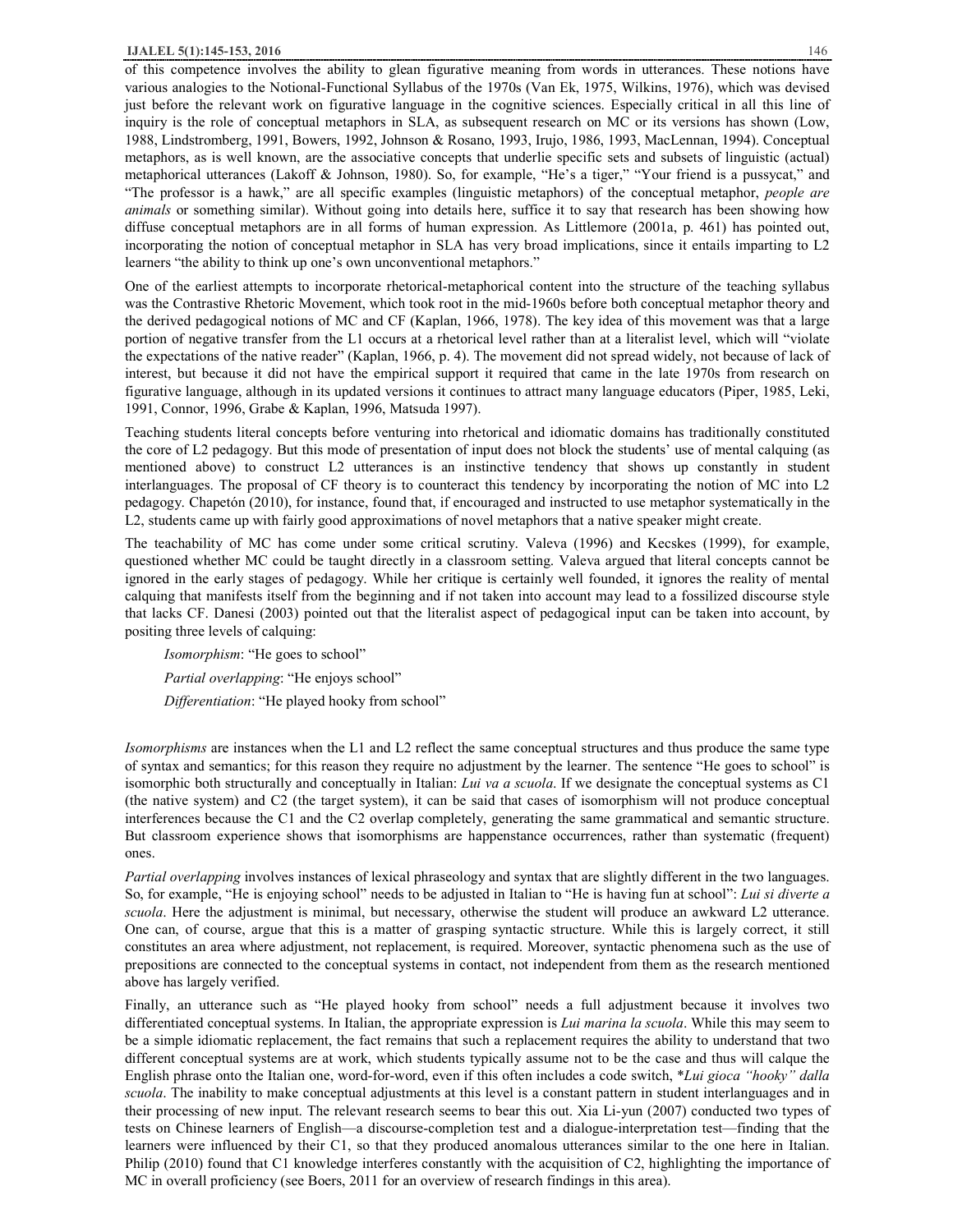of this competence involves the ability to glean figurative meaning from words in utterances. These notions have various analogies to the Notional-Functional Syllabus of the 1970s (Van Ek, 1975, Wilkins, 1976), which was devised just before the relevant work on figurative language in the cognitive sciences. Especially critical in all this line of inquiry is the role of conceptual metaphors in SLA, as subsequent research on MC or its versions has shown (Low, 1988, Lindstromberg, 1991, Bowers, 1992, Johnson & Rosano, 1993, Irujo, 1986, 1993, MacLennan, 1994). Conceptual metaphors, as is well known, are the associative concepts that underlie specific sets and subsets of linguistic (actual) metaphorical utterances (Lakoff & Johnson, 1980). So, for example, "He's a tiger," "Your friend is a pussycat," and "The professor is a hawk," are all specific examples (linguistic metaphors) of the conceptual metaphor, *people are animals* or something similar). Without going into details here, suffice it to say that research has been showing how diffuse conceptual metaphors are in all forms of human expression. As Littlemore (2001a, p. 461) has pointed out, incorporating the notion of conceptual metaphor in SLA has very broad implications, since it entails imparting to L2 learners "the ability to think up one's own unconventional metaphors."

One of the earliest attempts to incorporate rhetorical-metaphorical content into the structure of the teaching syllabus was the Contrastive Rhetoric Movement, which took root in the mid-1960s before both conceptual metaphor theory and the derived pedagogical notions of MC and CF (Kaplan, 1966, 1978). The key idea of this movement was that a large portion of negative transfer from the L1 occurs at a rhetorical level rather than at a literalist level, which will "violate the expectations of the native reader" (Kaplan, 1966, p. 4). The movement did not spread widely, not because of lack of interest, but because it did not have the empirical support it required that came in the late 1970s from research on figurative language, although in its updated versions it continues to attract many language educators (Piper, 1985, Leki, 1991, Connor, 1996, Grabe & Kaplan, 1996, Matsuda 1997).

Teaching students literal concepts before venturing into rhetorical and idiomatic domains has traditionally constituted the core of L2 pedagogy. But this mode of presentation of input does not block the students' use of mental calquing (as mentioned above) to construct L2 utterances is an instinctive tendency that shows up constantly in student interlanguages. The proposal of CF theory is to counteract this tendency by incorporating the notion of MC into L2 pedagogy. Chapetón (2010), for instance, found that, if encouraged and instructed to use metaphor systematically in the L2, students came up with fairly good approximations of novel metaphors that a native speaker might create.

The teachability of MC has come under some critical scrutiny. Valeva (1996) and Kecskes (1999), for example, questioned whether MC could be taught directly in a classroom setting. Valeva argued that literal concepts cannot be ignored in the early stages of pedagogy. While her critique is certainly well founded, it ignores the reality of mental calquing that manifests itself from the beginning and if not taken into account may lead to a fossilized discourse style that lacks CF. Danesi (2003) pointed out that the literalist aspect of pedagogical input can be taken into account, by positing three levels of calquing:

*Isomorphism*: "He goes to school"

*Partial overlapping*: "He enjoys school"

*Differentiation*: "He played hooky from school"

*Isomorphisms* are instances when the L1 and L2 reflect the same conceptual structures and thus produce the same type of syntax and semantics; for this reason they require no adjustment by the learner. The sentence "He goes to school" is isomorphic both structurally and conceptually in Italian: *Lui va a scuola*. If we designate the conceptual systems as C1 (the native system) and C2 (the target system), it can be said that cases of isomorphism will not produce conceptual interferences because the C1 and the C2 overlap completely, generating the same grammatical and semantic structure. But classroom experience shows that isomorphisms are happenstance occurrences, rather than systematic (frequent) ones.

*Partial overlapping* involves instances of lexical phraseology and syntax that are slightly different in the two languages. So, for example, "He is enjoying school" needs to be adjusted in Italian to "He is having fun at school": *Lui si diverte a scuola*. Here the adjustment is minimal, but necessary, otherwise the student will produce an awkward L2 utterance. One can, of course, argue that this is a matter of grasping syntactic structure. While this is largely correct, it still constitutes an area where adjustment, not replacement, is required. Moreover, syntactic phenomena such as the use of prepositions are connected to the conceptual systems in contact, not independent from them as the research mentioned above has largely verified.

Finally, an utterance such as "He played hooky from school" needs a full adjustment because it involves two differentiated conceptual systems. In Italian, the appropriate expression is *Lui marina la scuola*. While this may seem to be a simple idiomatic replacement, the fact remains that such a replacement requires the ability to understand that two different conceptual systems are at work, which students typically assume not to be the case and thus will calque the English phrase onto the Italian one, word-for-word, even if this often includes a code switch, **Lui gioca "hooky" dalla scuola*. The inability to make conceptual adjustments at this level is a constant pattern in student interlanguages and in their processing of new input. The relevant research seems to bear this out. Xia Li-yun (2007) conducted two types of tests on Chinese learners of English—a discourse-completion test and a dialogue-interpretation test—finding that the learners were influenced by their C1, so that they produced anomalous utterances similar to the one here in Italian. Philip (2010) found that C1 knowledge interferes constantly with the acquisition of C2, highlighting the importance of MC in overall proficiency (see Boers, 2011 for an overview of research findings in this area).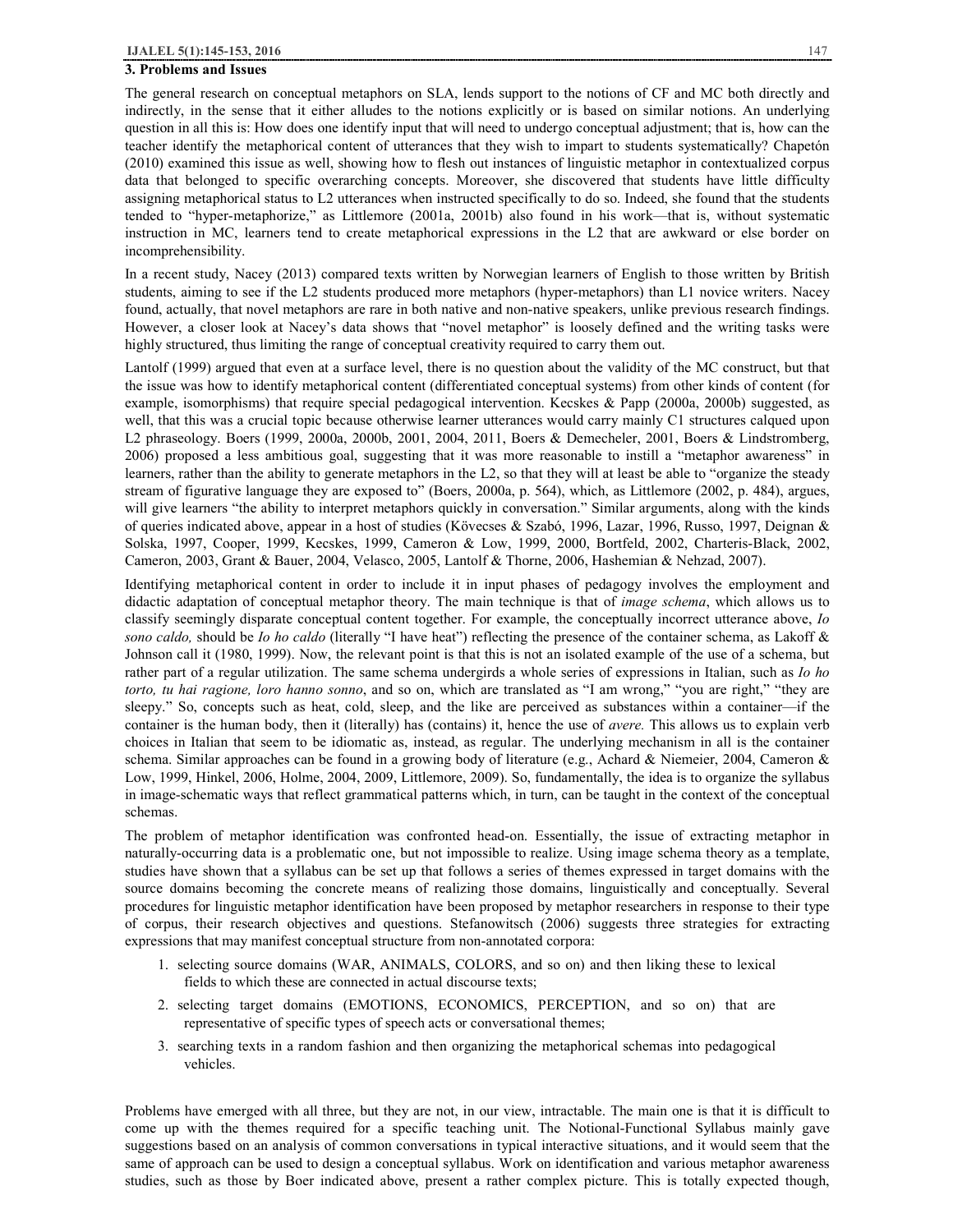## 3. Problems and Issues

The general research on conceptual metaphors on SLA, lends support to the notions of CF and MC both directly and indirectly, in the sense that it either alludes to the notions explicitly or is based on similar notions. An underlying question in all this is: How does one identify input that will need to undergo conceptual adjustment; that is, how can the teacher identify the metaphorical content of utterances that they wish to impart to students systematically? Chapetón (2010) examined this issue as well, showing how to flesh out instances of linguistic metaphor in contextualized corpus data that belonged to specific overarching concepts. Moreover, she discovered that students have little difficulty assigning metaphorical status to L2 utterances when instructed specifically to do so. Indeed, she found that the students tended to "hyper-metaphorize," as Littlemore (2001a, 2001b) also found in his work—that is, without systematic instruction in MC, learners tend to create metaphorical expressions in the L2 that are awkward or else border on incomprehensibility.

In a recent study, Nacey (2013) compared texts written by Norwegian learners of English to those written by British students, aiming to see if the L2 students produced more metaphors (hyper-metaphors) than L1 novice writers. Nacey found, actually, that novel metaphors are rare in both native and non-native speakers, unlike previous research findings. However, a closer look at Nacey's data shows that "novel metaphor" is loosely defined and the writing tasks were highly structured, thus limiting the range of conceptual creativity required to carry them out.

Lantolf (1999) argued that even at a surface level, there is no question about the validity of the MC construct, but that the issue was how to identify metaphorical content (differentiated conceptual systems) from other kinds of content (for example, isomorphisms) that require special pedagogical intervention. Kecskes & Papp (2000a, 2000b) suggested, as well, that this was a crucial topic because otherwise learner utterances would carry mainly C1 structures calqued upon L2 phraseology. Boers (1999, 2000a, 2000b, 2001, 2004, 2011, Boers & Demecheler, 2001, Boers & Lindstromberg, 2006) proposed a less ambitious goal, suggesting that it was more reasonable to instill a "metaphor awareness" in learners, rather than the ability to generate metaphors in the L2, so that they will at least be able to "organize the steady stream of figurative language they are exposed to" (Boers, 2000a, p. 564), which, as Littlemore (2002, p. 484), argues, will give learners "the ability to interpret metaphors quickly in conversation." Similar arguments, along with the kinds of queries indicated above, appear in a host of studies (Kövecses & Szabó, 1996, Lazar, 1996, Russo, 1997, Deignan & Solska, 1997, Cooper, 1999, Kecskes, 1999, Cameron & Low, 1999, 2000, Bortfeld, 2002, Charteris-Black, 2002, Cameron, 2003, Grant & Bauer, 2004, Velasco, 2005, Lantolf & Thorne, 2006, Hashemian & Nehzad, 2007).

Identifying metaphorical content in order to include it in input phases of pedagogy involves the employment and didactic adaptation of conceptual metaphor theory. The main technique is that of *image schema*, which allows us to classify seemingly disparate conceptual content together. For example, the conceptually incorrect utterance above, *Io sono caldo,* should be *Io ho caldo* (literally "I have heat") reflecting the presence of the container schema, as Lakoff & Johnson call it (1980, 1999). Now, the relevant point is that this is not an isolated example of the use of a schema, but rather part of a regular utilization. The same schema undergirds a whole series of expressions in Italian, such as *Io ho torto, tu hai ragione, loro hanno sonno*, and so on, which are translated as "I am wrong," "you are right," "they are sleepy." So, concepts such as heat, cold, sleep, and the like are perceived as substances within a container—if the container is the human body, then it (literally) has (contains) it, hence the use of *avere.* This allows us to explain verb choices in Italian that seem to be idiomatic as, instead, as regular. The underlying mechanism in all is the container schema. Similar approaches can be found in a growing body of literature (e.g., Achard & Niemeier, 2004, Cameron & Low, 1999, Hinkel, 2006, Holme, 2004, 2009, Littlemore, 2009). So, fundamentally, the idea is to organize the syllabus in image-schematic ways that reflect grammatical patterns which, in turn, can be taught in the context of the conceptual schemas.

The problem of metaphor identification was confronted head-on. Essentially, the issue of extracting metaphor in naturally-occurring data is a problematic one, but not impossible to realize. Using image schema theory as a template, studies have shown that a syllabus can be set up that follows a series of themes expressed in target domains with the source domains becoming the concrete means of realizing those domains, linguistically and conceptually. Several procedures for linguistic metaphor identification have been proposed by metaphor researchers in response to their type of corpus, their research objectives and questions. Stefanowitsch (2006) suggests three strategies for extracting expressions that may manifest conceptual structure from non-annotated corpora:

1. selecting source domains (WAR, ANIMALS, COLORS, and so on) and then liking these to lexical fields to which these are connected in actual discourse texts;
2. selecting target domains (EMOTIONS, ECONOMICS, PERCEPTION, and so on) that are representative of specific types of speech acts or conversational themes;
3. searching texts in a random fashion and then organizing the metaphorical schemas into pedagogical vehicles.

Problems have emerged with all three, but they are not, in our view, intractable. The main one is that it is difficult to come up with the themes required for a specific teaching unit. The Notional-Functional Syllabus mainly gave suggestions based on an analysis of common conversations in typical interactive situations, and it would seem that the same of approach can be used to design a conceptual syllabus. Work on identification and various metaphor awareness studies, such as those by Boer indicated above, present a rather complex picture. This is totally expected though,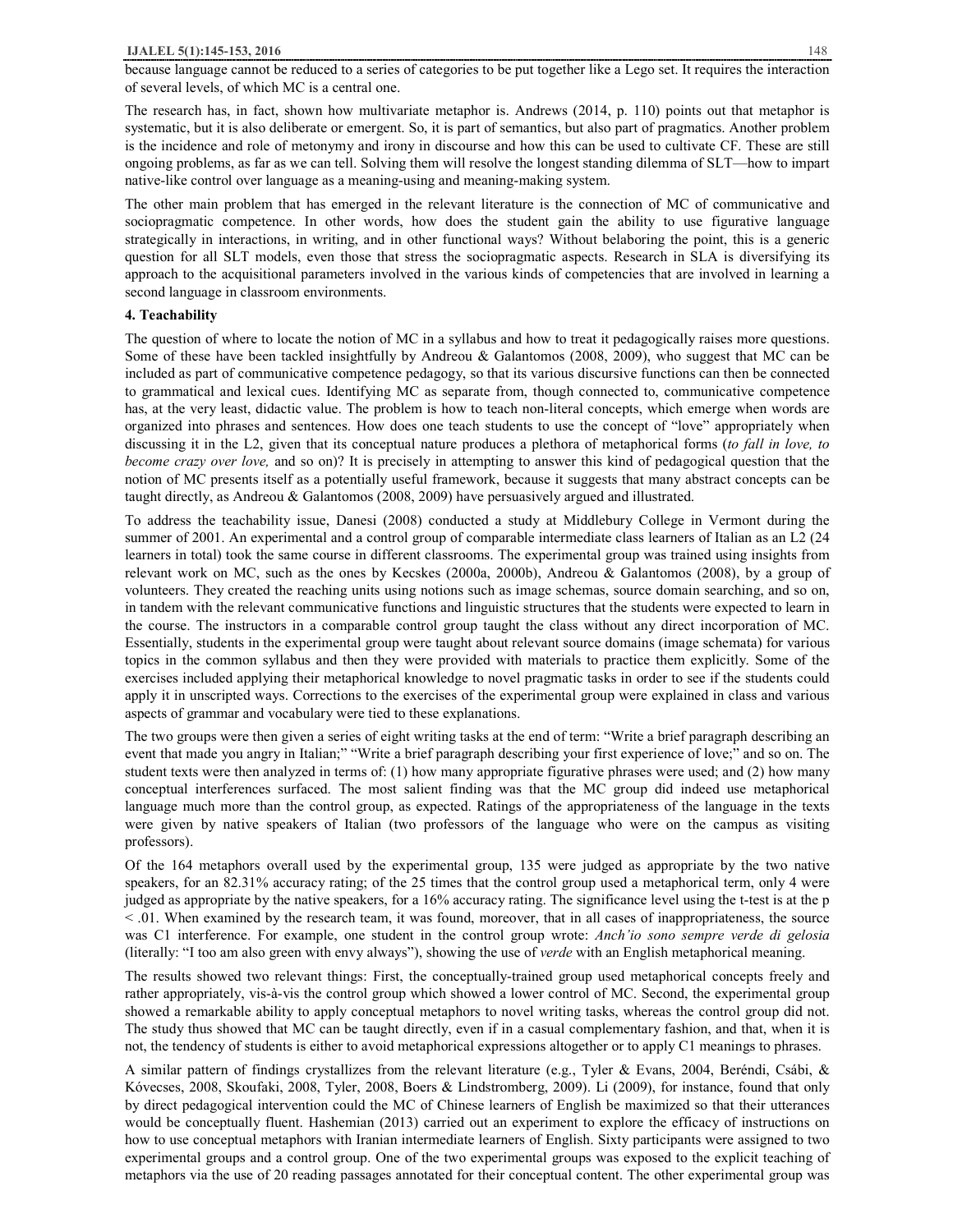because language cannot be reduced to a series of categories to be put together like a Lego set. It requires the interaction of several levels, of which MC is a central one.

The research has, in fact, shown how multivariate metaphor is. Andrews (2014, p. 110) points out that metaphor is systematic, but it is also deliberate or emergent. So, it is part of semantics, but also part of pragmatics. Another problem is the incidence and role of metonymy and irony in discourse and how this can be used to cultivate CF. These are still ongoing problems, as far as we can tell. Solving them will resolve the longest standing dilemma of SLT—how to impart native-like control over language as a meaning-using and meaning-making system.

The other main problem that has emerged in the relevant literature is the connection of MC of communicative and sociopragmatic competence. In other words, how does the student gain the ability to use figurative language strategically in interactions, in writing, and in other functional ways? Without belaboring the point, this is a generic question for all SLT models, even those that stress the sociopragmatic aspects. Research in SLA is diversifying its approach to the acquisitional parameters involved in the various kinds of competencies that are involved in learning a second language in classroom environments.

**4. Teachability**

The question of where to locate the notion of MC in a syllabus and how to treat it pedagogically raises more questions. Some of these have been tackled insightfully by Andreou & Galantomos (2008, 2009), who suggest that MC can be included as part of communicative competence pedagogy, so that its various discursive functions can then be connected to grammatical and lexical cues. Identifying MC as separate from, though connected to, communicative competence has, at the very least, didactic value. The problem is how to teach non-literal concepts, which emerge when words are organized into phrases and sentences. How does one teach students to use the concept of "love" appropriately when discussing it in the L2, given that its conceptual nature produces a plethora of metaphorical forms (*to fall in love, to become crazy over love,* and so on)? It is precisely in attempting to answer this kind of pedagogical question that the notion of MC presents itself as a potentially useful framework, because it suggests that many abstract concepts can be taught directly, as Andreou & Galantomos (2008, 2009) have persuasively argued and illustrated.

To address the teachability issue, Danesi (2008) conducted a study at Middlebury College in Vermont during the summer of 2001. An experimental and a control group of comparable intermediate class learners of Italian as an L2 (24 learners in total) took the same course in different classrooms. The experimental group was trained using insights from relevant work on MC, such as the ones by Kecskes (2000a, 2000b), Andreou & Galantomos (2008), by a group of volunteers. They created the reaching units using notions such as image schemas, source domain searching, and so on, in tandem with the relevant communicative functions and linguistic structures that the students were expected to learn in the course. The instructors in a comparable control group taught the class without any direct incorporation of MC. Essentially, students in the experimental group were taught about relevant source domains (image schemata) for various topics in the common syllabus and then they were provided with materials to practice them explicitly. Some of the exercises included applying their metaphorical knowledge to novel pragmatic tasks in order to see if the students could apply it in unscripted ways. Corrections to the exercises of the experimental group were explained in class and various aspects of grammar and vocabulary were tied to these explanations.

The two groups were then given a series of eight writing tasks at the end of term: "Write a brief paragraph describing an event that made you angry in Italian;" "Write a brief paragraph describing your first experience of love;" and so on. The student texts were then analyzed in terms of: (1) how many appropriate figurative phrases were used; and (2) how many conceptual interferences surfaced. The most salient finding was that the MC group did indeed use metaphorical language much more than the control group, as expected. Ratings of the appropriateness of the language in the texts were given by native speakers of Italian (two professors of the language who were on the campus as visiting professors).

Of the 164 metaphors overall used by the experimental group, 135 were judged as appropriate by the two native speakers, for an 82.31% accuracy rating; of the 25 times that the control group used a metaphorical term, only 4 were judged as appropriate by the native speakers, for a 16% accuracy rating. The significance level using the t-test is at the $p < .01$. When examined by the research team, it was found, moreover, that in all cases of inappropriateness, the source was C1 interference. For example, one student in the control group wrote: *Anch'io sono sempre verde di gelosia* (literally: "I too am also green with envy always"), showing the use of *verde* with an English metaphorical meaning.

The results showed two relevant things: First, the conceptually-trained group used metaphorical concepts freely and rather appropriately, vis-à-vis the control group which showed a lower control of MC. Second, the experimental group showed a remarkable ability to apply conceptual metaphors to novel writing tasks, whereas the control group did not. The study thus showed that MC can be taught directly, even if in a casual complementary fashion, and that, when it is not, the tendency of students is either to avoid metaphorical expressions altogether or to apply C1 meanings to phrases.

A similar pattern of findings crystallizes from the relevant literature (e.g., Tyler & Evans, 2004, Beréndi, Csábi, & Kövecses, 2008, Skoufaki, 2008, Tyler, 2008, Boers & Lindstromberg, 2009). Li (2009), for instance, found that only by direct pedagogical intervention could the MC of Chinese learners of English be maximized so that their utterances would be conceptually fluent. Hashemian (2013) carried out an experiment to explore the efficacy of instructions on how to use conceptual metaphors with Iranian intermediate learners of English. Sixty participants were assigned to two experimental groups and a control group. One of the two experimental groups was exposed to the explicit teaching of metaphors via the use of 20 reading passages annotated for their conceptual content. The other experimental group was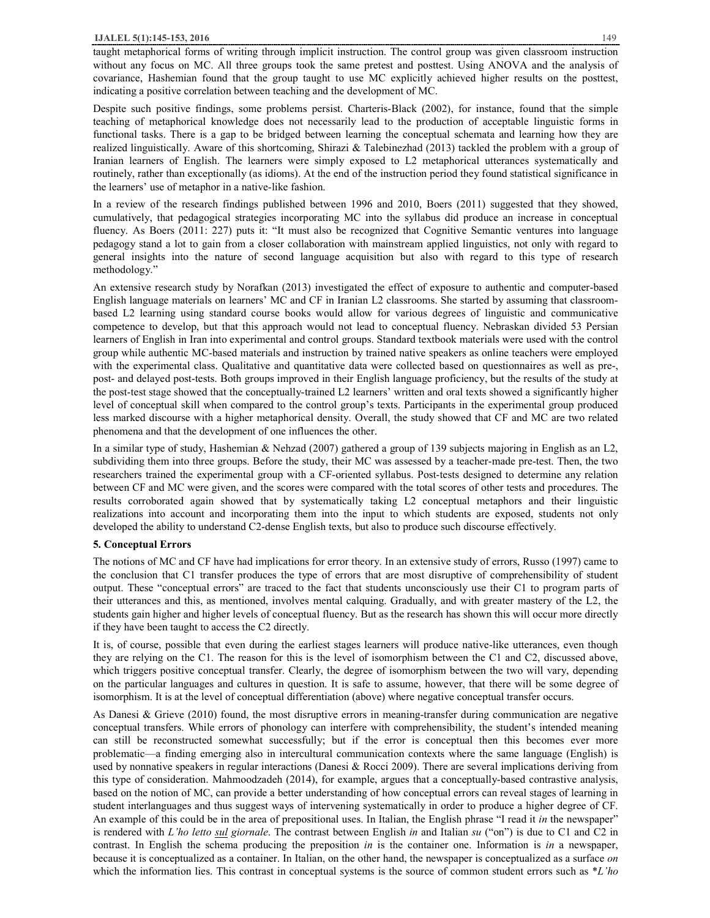taught metaphorical forms of writing through implicit instruction. The control group was given classroom instruction without any focus on MC. All three groups took the same pretest and posttest. Using ANOVA and the analysis of covariance, Hashemian found that the group taught to use MC explicitly achieved higher results on the posttest, indicating a positive correlation between teaching and the development of MC.

Despite such positive findings, some problems persist. Charteris-Black (2002), for instance, found that the simple teaching of metaphorical knowledge does not necessarily lead to the production of acceptable linguistic forms in functional tasks. There is a gap to be bridged between learning the conceptual schemata and learning how they are realized linguistically. Aware of this shortcoming, Shirazi & Talebinezhad (2013) tackled the problem with a group of Iranian learners of English. The learners were simply exposed to L2 metaphorical utterances systematically and routinely, rather than exceptionally (as idioms). At the end of the instruction period they found statistical significance in the learners' use of metaphor in a native-like fashion.

In a review of the research findings published between 1996 and 2010, Boers (2011) suggested that they showed, cumulatively, that pedagogical strategies incorporating MC into the syllabus did produce an increase in conceptual fluency. As Boers (2011: 227) puts it: "It must also be recognized that Cognitive Semantic ventures into language pedagogy stand a lot to gain from a closer collaboration with mainstream applied linguistics, not only with regard to general insights into the nature of second language acquisition but also with regard to this type of research methodology."

An extensive research study by Norafkan (2013) investigated the effect of exposure to authentic and computer-based English language materials on learners' MC and CF in Iranian L2 classrooms. She started by assuming that classroom-based L2 learning using standard course books would allow for various degrees of linguistic and communicative competence to develop, but that this approach would not lead to conceptual fluency. Nebraskan divided 53 Persian learners of English in Iran into experimental and control groups. Standard textbook materials were used with the control group while authentic MC-based materials and instruction by trained native speakers as online teachers were employed with the experimental class. Qualitative and quantitative data were collected based on questionnaires as well as pre-, post- and delayed post-tests. Both groups improved in their English language proficiency, but the results of the study at the post-test stage showed that the conceptually-trained L2 learners' written and oral texts showed a significantly higher level of conceptual skill when compared to the control group's texts. Participants in the experimental group produced less marked discourse with a higher metaphorical density. Overall, the study showed that CF and MC are two related phenomena and that the development of one influences the other.

In a similar type of study, Hashemian & Nehzad (2007) gathered a group of 139 subjects majoring in English as an L2, subdividing them into three groups. Before the study, their MC was assessed by a teacher-made pre-test. Then, the two researchers trained the experimental group with a CF-oriented syllabus. Post-tests designed to determine any relation between CF and MC were given, and the scores were compared with the total scores of other tests and procedures. The results corroborated again showed that by systematically taking L2 conceptual metaphors and their linguistic realizations into account and incorporating them into the input to which students are exposed, students not only developed the ability to understand C2-dense English texts, but also to produce such discourse effectively.

## 5. Conceptual Errors

The notions of MC and CF have had implications for error theory. In an extensive study of errors, Russo (1997) came to the conclusion that C1 transfer produces the type of errors that are most disruptive of comprehensibility of student output. These "conceptual errors" are traced to the fact that students unconsciously use their C1 to program parts of their utterances and this, as mentioned, involves mental calquing. Gradually, and with greater mastery of the L2, the students gain higher and higher levels of conceptual fluency. But as the research has shown this will occur more directly if they have been taught to access the C2 directly.

It is, of course, possible that even during the earliest stages learners will produce native-like utterances, even though they are relying on the C1. The reason for this is the level of isomorphism between the C1 and C2, discussed above, which triggers positive conceptual transfer. Clearly, the degree of isomorphism between the two will vary, depending on the particular languages and cultures in question. It is safe to assume, however, that there will be some degree of isomorphism. It is at the level of conceptual differentiation (above) where negative conceptual transfer occurs.

As Danesi & Grieve (2010) found, the most disruptive errors in meaning-transfer during communication are negative conceptual transfers. While errors of phonology can interfere with comprehensibility, the student's intended meaning can still be reconstructed somewhat successfully; but if the error is conceptual then this becomes ever more problematic—a finding emerging also in intercultural communication contexts where the same language (English) is used by nonnative speakers in regular interactions (Danesi & Rocci 2009). There are several implications deriving from this type of consideration. Mahmoodzadeh (2014), for example, argues that a conceptually-based contrastive analysis, based on the notion of MC, can provide a better understanding of how conceptual errors can reveal stages of learning in student interlanguages and thus suggest ways of intervening systematically in order to produce a higher degree of CF. An example of this could be in the area of prepositional uses. In Italian, the English phrase "I read it *in* the newspaper" is rendered with *L'ho letto <u>sul</u> giornale*. The contrast between English *in* and Italian *su* ("on") is due to C1 and C2 in contrast. In English the schema producing the preposition *in* is the container one. Information is *in* a newspaper, because it is conceptualized as a container. In Italian, on the other hand, the newspaper is conceptualized as a surface *on* which the information lies. This contrast in conceptual systems is the source of common student errors such as *\*L'ho*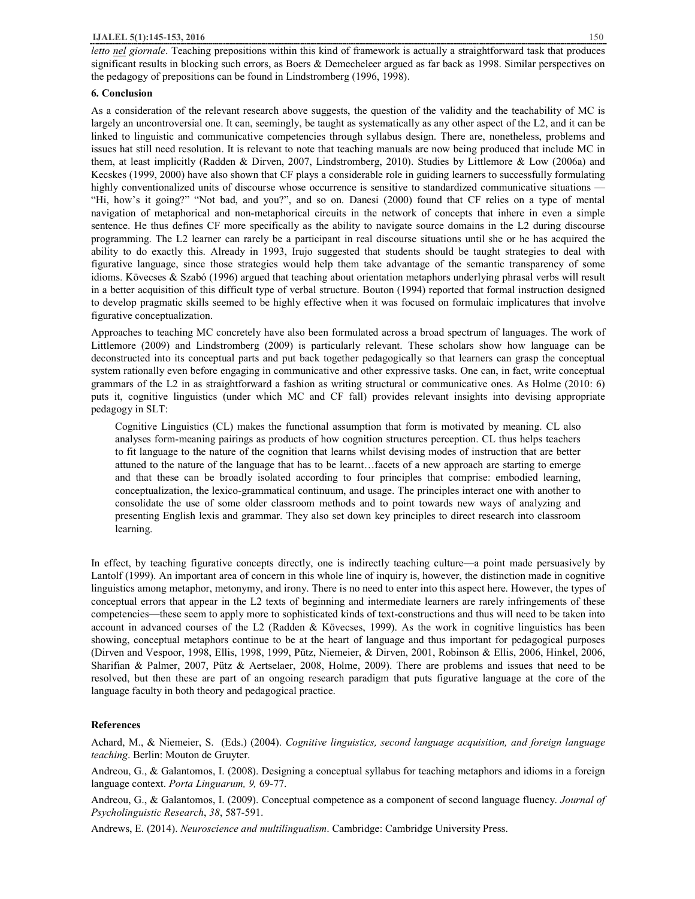*letto nel giornale*. Teaching prepositions within this kind of framework is actually a straightforward task that produces significant results in blocking such errors, as Boers & Demecheleer argued as far back as 1998. Similar perspectives on the pedagogy of prepositions can be found in Lindstromberg (1996, 1998).

## 6. Conclusion

As a consideration of the relevant research above suggests, the question of the validity and the teachability of MC is largely an uncontroversial one. It can, seemingly, be taught as systematically as any other aspect of the L2, and it can be linked to linguistic and communicative competencies through syllabus design. There are, nonetheless, problems and issues hat still need resolution. It is relevant to note that teaching manuals are now being produced that include MC in them, at least implicitly (Radden & Dirven, 2007, Lindstromberg, 2010). Studies by Littlemore & Low (2006a) and Kecskes (1999, 2000) have also shown that CF plays a considerable role in guiding learners to successfully formulating highly conventionalized units of discourse whose occurrence is sensitive to standardized communicative situations — "Hi, how's it going?" "Not bad, and you?", and so on. Danesi (2000) found that CF relies on a type of mental navigation of metaphorical and non-metaphorical circuits in the network of concepts that inhere in even a simple sentence. He thus defines CF more specifically as the ability to navigate source domains in the L2 during discourse programming. The L2 learner can rarely be a participant in real discourse situations until she or he has acquired the ability to do exactly this. Already in 1993, Irujo suggested that students should be taught strategies to deal with figurative language, since those strategies would help them take advantage of the semantic transparency of some idioms. Kövecses & Szabó (1996) argued that teaching about orientation metaphors underlying phrasal verbs will result in a better acquisition of this difficult type of verbal structure. Bouton (1994) reported that formal instruction designed to develop pragmatic skills seemed to be highly effective when it was focused on formulaic implicatures that involve figurative conceptualization.

Approaches to teaching MC concretely have also been formulated across a broad spectrum of languages. The work of Littlemore (2009) and Lindstromberg (2009) is particularly relevant. These scholars show how language can be deconstructed into its conceptual parts and put back together pedagogically so that learners can grasp the conceptual system rationally even before engaging in communicative and other expressive tasks. One can, in fact, write conceptual grammars of the L2 in as straightforward a fashion as writing structural or communicative ones. As Holme (2010: 6) puts it, cognitive linguistics (under which MC and CF fall) provides relevant insights into devising appropriate pedagogy in SLT:

> Cognitive Linguistics (CL) makes the functional assumption that form is motivated by meaning. CL also analyses form-meaning pairings as products of how cognition structures perception. CL thus helps teachers to fit language to the nature of the cognition that learns whilst devising modes of instruction that are better attuned to the nature of the language that has to be learnt…facets of a new approach are starting to emerge and that these can be broadly isolated according to four principles that comprise: embodied learning, conceptualization, the lexico-grammatical continuum, and usage. The principles interact one with another to consolidate the use of some older classroom methods and to point towards new ways of analyzing and presenting English lexis and grammar. They also set down key principles to direct research into classroom learning.

In effect, by teaching figurative concepts directly, one is indirectly teaching culture—a point made persuasively by Lantolf (1999). An important area of concern in this whole line of inquiry is, however, the distinction made in cognitive linguistics among metaphor, metonymy, and irony. There is no need to enter into this aspect here. However, the types of conceptual errors that appear in the L2 texts of beginning and intermediate learners are rarely infringements of these competencies—these seem to apply more to sophisticated kinds of text-constructions and thus will need to be taken into account in advanced courses of the L2 (Radden & Kövecses, 1999). As the work in cognitive linguistics has been showing, conceptual metaphors continue to be at the heart of language and thus important for pedagogical purposes (Dirven and Vespoor, 1998, Ellis, 1998, 1999, Pütz, Niemeier, & Dirven, 2001, Robinson & Ellis, 2006, Hinkel, 2006, Sharifian & Palmer, 2007, Pütz & Aertselaer, 2008, Holme, 2009). There are problems and issues that need to be resolved, but then these are part of an ongoing research paradigm that puts figurative language at the core of the language faculty in both theory and pedagogical practice.

## References

Achard, M., & Niemeier, S. (Eds.) (2004). *Cognitive linguistics, second language acquisition, and foreign language teaching*. Berlin: Mouton de Gruyter.

Andreou, G., & Galantomos, I. (2008). Designing a conceptual syllabus for teaching metaphors and idioms in a foreign language context. *Porta Linguarum, 9,* 69-77.

Andreou, G., & Galantomos, I. (2009). Conceptual competence as a component of second language fluency. *Journal of Psycholinguistic Research*, *38*, 587-591.

Andrews, E. (2014). *Neuroscience and multilingualism*. Cambridge: Cambridge University Press.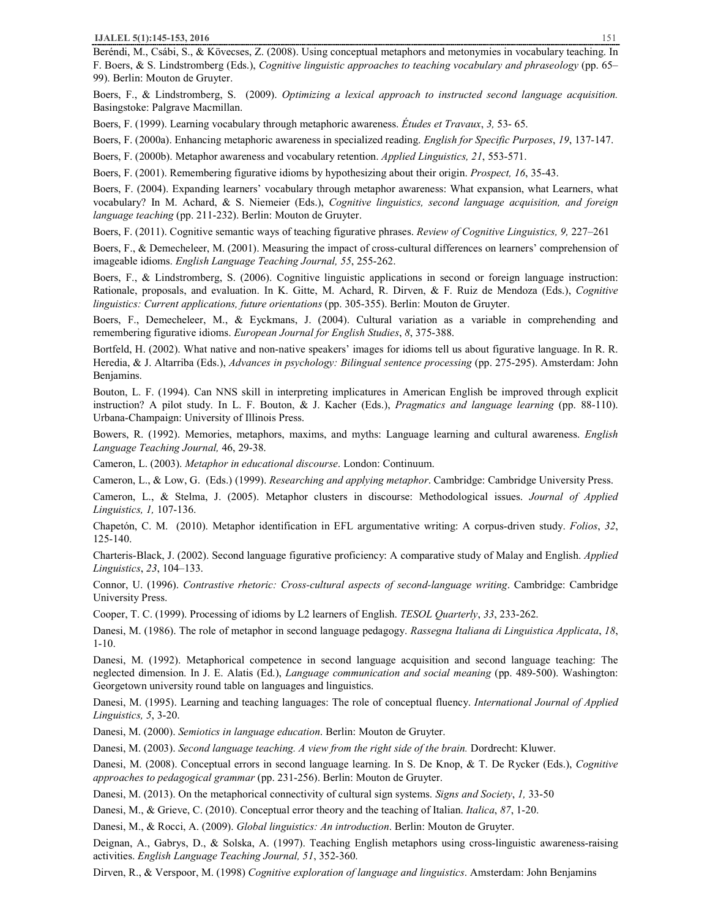Beréndi, M., Csábi, S., & Kövecses, Z. (2008). Using conceptual metaphors and metonymies in vocabulary teaching. In F. Boers, & S. Lindstromberg (Eds.), *Cognitive linguistic approaches to teaching vocabulary and phraseology* (pp. 65–99). Berlin: Mouton de Gruyter.

Boers, F., & Lindstromberg, S. (2009). *Optimizing a lexical approach to instructed second language acquisition.* Basingstoke: Palgrave Macmillan.

Boers, F. (1999). Learning vocabulary through metaphoric awareness. *Études et Travaux*, *3,* 53- 65.

Boers, F. (2000a). Enhancing metaphoric awareness in specialized reading. *English for Specific Purposes*, *19*, 137-147.

Boers, F. (2000b). Metaphor awareness and vocabulary retention. *Applied Linguistics, 21*, 553-571.

Boers, F. (2001). Remembering figurative idioms by hypothesizing about their origin. *Prospect, 16*, 35-43.

Boers, F. (2004). Expanding learners' vocabulary through metaphor awareness: What expansion, what Learners, what vocabulary? In M. Achard, & S. Niemeier (Eds.), *Cognitive linguistics, second language acquisition, and foreign language teaching* (pp. 211-232). Berlin: Mouton de Gruyter.

Boers, F. (2011). Cognitive semantic ways of teaching figurative phrases. *Review of Cognitive Linguistics, 9,* 227–261

Boers, F., & Demecheleer, M. (2001). Measuring the impact of cross-cultural differences on learners' comprehension of imageable idioms. *English Language Teaching Journal, 55*, 255-262.

Boers, F., & Lindstromberg, S. (2006). Cognitive linguistic applications in second or foreign language instruction: Rationale, proposals, and evaluation. In K. Gitte, M. Achard, R. Dirven, & F. Ruiz de Mendoza (Eds.), *Cognitive linguistics: Current applications, future orientations* (pp. 305-355). Berlin: Mouton de Gruyter.

Boers, F., Demecheleer, M., & Eyckmans, J. (2004). Cultural variation as a variable in comprehending and remembering figurative idioms. *European Journal for English Studies*, *8*, 375-388.

Bortfeld, H. (2002). What native and non-native speakers' images for idioms tell us about figurative language. In R. R. Heredia, & J. Altarriba (Eds.), *Advances in psychology: Bilingual sentence processing* (pp. 275-295). Amsterdam: John Benjamins.

Bouton, L. F. (1994). Can NNS skill in interpreting implicatures in American English be improved through explicit instruction? A pilot study. In L. F. Bouton, & J. Kacher (Eds.), *Pragmatics and language learning* (pp. 88-110). Urbana-Champaign: University of Illinois Press.

Bowers, R. (1992). Memories, metaphors, maxims, and myths: Language learning and cultural awareness. *English Language Teaching Journal,* 46, 29-38.

Cameron, L. (2003). *Metaphor in educational discourse*. London: Continuum.

Cameron, L., & Low, G. (Eds.) (1999). *Researching and applying metaphor*. Cambridge: Cambridge University Press.

Cameron, L., & Stelma, J. (2005). Metaphor clusters in discourse: Methodological issues. *Journal of Applied Linguistics, 1,* 107-136.

Chapetón, C. M. (2010). Metaphor identification in EFL argumentative writing: A corpus-driven study. *Folios*, *32*, 125-140.

Charteris-Black, J. (2002). Second language figurative proficiency: A comparative study of Malay and English. *Applied Linguistics*, *23*, 104–133.

Connor, U. (1996). *Contrastive rhetoric: Cross-cultural aspects of second-language writing*. Cambridge: Cambridge University Press.

Cooper, T. C. (1999). Processing of idioms by L2 learners of English. *TESOL Quarterly*, *33*, 233-262.

Danesi, M. (1986). The role of metaphor in second language pedagogy. *Rassegna Italiana di Linguistica Applicata*, *18*, 1-10.

Danesi, M. (1992). Metaphorical competence in second language acquisition and second language teaching: The neglected dimension. In J. E. Alatis (Ed.), *Language communication and social meaning* (pp. 489-500). Washington: Georgetown university round table on languages and linguistics.

Danesi, M. (1995). Learning and teaching languages: The role of conceptual fluency. *International Journal of Applied Linguistics, 5*, 3-20.

Danesi, M. (2000). *Semiotics in language education*. Berlin: Mouton de Gruyter.

Danesi, M. (2003). *Second language teaching. A view from the right side of the brain.* Dordrecht: Kluwer.

Danesi, M. (2008). Conceptual errors in second language learning. In S. De Knop, & T. De Rycker (Eds.), *Cognitive approaches to pedagogical grammar* (pp. 231-256). Berlin: Mouton de Gruyter.

Danesi, M. (2013). On the metaphorical connectivity of cultural sign systems. *Signs and Society*, *1,* 33-50

Danesi, M., & Grieve, C. (2010). Conceptual error theory and the teaching of Italian. *Italica*, *87*, 1-20.

Danesi, M., & Rocci, A. (2009). *Global linguistics: An introduction*. Berlin: Mouton de Gruyter.

Deignan, A., Gabrys, D., & Solska, A. (1997). Teaching English metaphors using cross-linguistic awareness-raising activities. *English Language Teaching Journal, 51*, 352-360.

Dirven, R., & Verspoor, M. (1998) *Cognitive exploration of language and linguistics*. Amsterdam: John Benjamins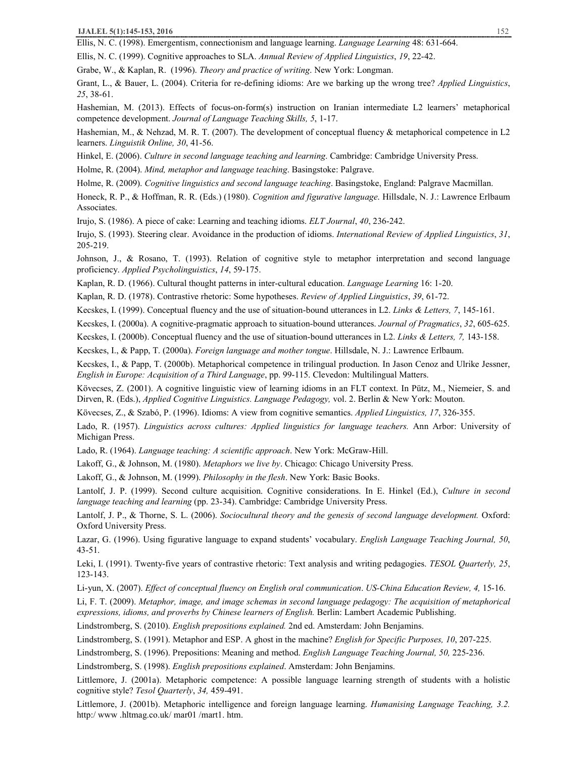Ellis, N. C. (1998). Emergentism, connectionism and language learning. *Language Learning* 48: 631-664.

Ellis, N. C. (1999). Cognitive approaches to SLA. *Annual Review of Applied Linguistics*, *19*, 22-42.

Grabe, W., & Kaplan, R. (1996). *Theory and practice of writing*. New York: Longman.

Grant, L., & Bauer, L. (2004). Criteria for re-defining idioms: Are we barking up the wrong tree? *Applied Linguistics*, *25*, 38-61.

Hashemian, M. (2013). Effects of focus-on-form(s) instruction on Iranian intermediate L2 learners' metaphorical competence development. *Journal of Language Teaching Skills, 5*, 1-17.

Hashemian, M., & Nehzad, M. R. T. (2007). The development of conceptual fluency & metaphorical competence in L2 learners. *Linguistik Online, 30*, 41-56.

Hinkel, E. (2006). *Culture in second language teaching and learning*. Cambridge: Cambridge University Press.

Holme, R. (2004). *Mind, metaphor and language teaching*. Basingstoke: Palgrave.

Holme, R. (2009). *Cognitive linguistics and second language teaching*. Basingstoke, England: Palgrave Macmillan.

Honeck, R. P., & Hoffman, R. R. (Eds.) (1980). *Cognition and figurative language*. Hillsdale, N. J.: Lawrence Erlbaum Associates.

Irujo, S. (1986). A piece of cake: Learning and teaching idioms. *ELT Journal*, *40*, 236-242.

Irujo, S. (1993). Steering clear. Avoidance in the production of idioms. *International Review of Applied Linguistics*, *31*, 205-219.

Johnson, J., & Rosano, T. (1993). Relation of cognitive style to metaphor interpretation and second language proficiency. *Applied Psycholinguistics*, *14*, 59-175.

Kaplan, R. D. (1966). Cultural thought patterns in inter-cultural education. *Language Learning* 16: 1-20.

Kaplan, R. D. (1978). Contrastive rhetoric: Some hypotheses. *Review of Applied Linguistics*, *39*, 61-72.

Kecskes, I. (1999). Conceptual fluency and the use of situation-bound utterances in L2. *Links & Letters, 7*, 145-161.

Kecskes, I. (2000a). A cognitive-pragmatic approach to situation-bound utterances. *Journal of Pragmatics*, *32*, 605-625.

Kecskes, I. (2000b). Conceptual fluency and the use of situation-bound utterances in L2. *Links & Letters, 7,* 143-158.

Kecskes, I., & Papp, T. (2000a). *Foreign language and mother tongue*. Hillsdale, N. J.: Lawrence Erlbaum.

Kecskes, I., & Papp, T. (2000b). Metaphorical competence in trilingual production. In Jason Cenoz and Ulrike Jessner, *English in Europe: Acquisition of a Third Language*, pp. 99-115. Clevedon: Multilingual Matters.

Kövecses, Z. (2001). A cognitive linguistic view of learning idioms in an FLT context. In Pütz, M., Niemeier, S. and Dirven, R. (Eds.), *Applied Cognitive Linguistics. Language Pedagogy,* vol. 2. Berlin & New York: Mouton.

Kövecses, Z., & Szabó, P. (1996). Idioms: A view from cognitive semantics. *Applied Linguistics, 17*, 326-355.

Lado, R. (1957). *Linguistics across cultures: Applied linguistics for language teachers.* Ann Arbor: University of Michigan Press.

Lado, R. (1964). *Language teaching: A scientific approach*. New York: McGraw-Hill.

Lakoff, G., & Johnson, M. (1980). *Metaphors we live by*. Chicago: Chicago University Press.

Lakoff, G., & Johnson, M. (1999). *Philosophy in the flesh*. New York: Basic Books.

Lantolf, J. P. (1999). Second culture acquisition. Cognitive considerations. In E. Hinkel (Ed.), *Culture in second language teaching and learning* (pp. 23-34). Cambridge: Cambridge University Press.

Lantolf, J. P., & Thorne, S. L. (2006). *Sociocultural theory and the genesis of second language development.* Oxford: Oxford University Press.

Lazar, G. (1996). Using figurative language to expand students' vocabulary. *English Language Teaching Journal, 50*, 43-51.

Leki, I. (1991). Twenty-five years of contrastive rhetoric: Text analysis and writing pedagogies. *TESOL Quarterly, 25*, 123-143.

Li-yun, X. (2007). *Effect of conceptual fluency on English oral communication*. *US-China Education Review, 4,* 15-16.

Li, F. T. (2009). *Metaphor, image, and image schemas in second language pedagogy: The acquisition of metaphorical expressions, idioms, and proverbs by Chinese learners of English.* Berlin: Lambert Academic Publishing.

Lindstromberg, S. (2010). *English prepositions explained.* 2nd ed. Amsterdam: John Benjamins.

Lindstromberg, S. (1991). Metaphor and ESP. A ghost in the machine? *English for Specific Purposes, 10*, 207-225.

Lindstromberg, S. (1996). Prepositions: Meaning and method. *English Language Teaching Journal, 50,* 225-236.

Lindstromberg, S. (1998). *English prepositions explained*. Amsterdam: John Benjamins.

Littlemore, J. (2001a). Metaphoric competence: A possible language learning strength of students with a holistic cognitive style? *Tesol Quarterly*, *34,* 459-491.

Littlemore, J. (2001b). Metaphoric intelligence and foreign language learning. *Humanising Language Teaching, 3.2.* http:/ www .hltmag.co.uk/ mar01 /mart1. htm.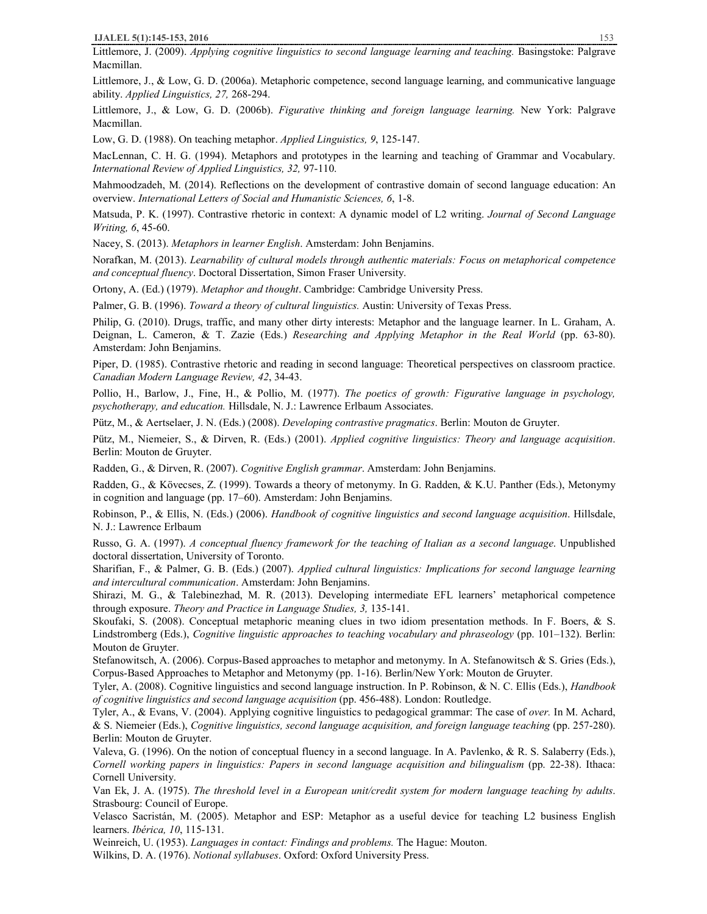Littlemore, J. (2009). *Applying cognitive linguistics to second language learning and teaching.* Basingstoke: Palgrave Macmillan.

Littlemore, J., & Low, G. D. (2006a). Metaphoric competence, second language learning, and communicative language ability. *Applied Linguistics, 27,* 268-294.

Littlemore, J., & Low, G. D. (2006b). *Figurative thinking and foreign language learning.* New York: Palgrave Macmillan.

Low, G. D. (1988). On teaching metaphor. *Applied Linguistics, 9*, 125-147.

MacLennan, C. H. G. (1994). Metaphors and prototypes in the learning and teaching of Grammar and Vocabulary. *International Review of Applied Linguistics, 32,* 97-110.

Mahmoodzadeh, M. (2014). Reflections on the development of contrastive domain of second language education: An overview. *International Letters of Social and Humanistic Sciences, 6*, 1-8.

Matsuda, P. K. (1997). Contrastive rhetoric in context: A dynamic model of L2 writing. *Journal of Second Language Writing, 6*, 45-60.

Nacey, S. (2013). *Metaphors in learner English*. Amsterdam: John Benjamins.

Norafkan, M. (2013). *Learnability of cultural models through authentic materials: Focus on metaphorical competence and conceptual fluency*. Doctoral Dissertation, Simon Fraser University.

Ortony, A. (Ed.) (1979). *Metaphor and thought*. Cambridge: Cambridge University Press.

Palmer, G. B. (1996). *Toward a theory of cultural linguistics.* Austin: University of Texas Press.

Philip, G. (2010). Drugs, traffic, and many other dirty interests: Metaphor and the language learner. In L. Graham, A. Deignan, L. Cameron, & T. Zazie (Eds.) *Researching and Applying Metaphor in the Real World* (pp. 63-80). Amsterdam: John Benjamins.

Piper, D. (1985). Contrastive rhetoric and reading in second language: Theoretical perspectives on classroom practice. *Canadian Modern Language Review, 42*, 34-43.

Pollio, H., Barlow, J., Fine, H., & Pollio, M. (1977). *The poetics of growth: Figurative language in psychology, psychotherapy, and education.* Hillsdale, N. J.: Lawrence Erlbaum Associates.

Pütz, M., & Aertselaer, J. N. (Eds.) (2008). *Developing contrastive pragmatics*. Berlin: Mouton de Gruyter.

Pütz, M., Niemeier, S., & Dirven, R. (Eds.) (2001). *Applied cognitive linguistics: Theory and language acquisition*. Berlin: Mouton de Gruyter.

Radden, G., & Dirven, R. (2007). *Cognitive English grammar*. Amsterdam: John Benjamins.

Radden, G., & Kövecses, Z. (1999). Towards a theory of metonymy. In G. Radden, & K.U. Panther (Eds.), Metonymy in cognition and language (pp. 17–60). Amsterdam: John Benjamins.

Robinson, P., & Ellis, N. (Eds.) (2006). *Handbook of cognitive linguistics and second language acquisition*. Hillsdale, N. J.: Lawrence Erlbaum

Russo, G. A. (1997). *A conceptual fluency framework for the teaching of Italian as a second language*. Unpublished doctoral dissertation, University of Toronto.

Sharifian, F., & Palmer, G. B. (Eds.) (2007). *Applied cultural linguistics: Implications for second language learning and intercultural communication*. Amsterdam: John Benjamins.

Shirazi, M. G., & Talebinezhad, M. R. (2013). Developing intermediate EFL learners' metaphorical competence through exposure. *Theory and Practice in Language Studies, 3,* 135-141.

Skoufaki, S. (2008). Conceptual metaphoric meaning clues in two idiom presentation methods. In F. Boers, & S. Lindstromberg (Eds.), *Cognitive linguistic approaches to teaching vocabulary and phraseology* (pp. 101–132). Berlin: Mouton de Gruyter.

Stefanowitsch, A. (2006). Corpus-Based approaches to metaphor and metonymy. In A. Stefanowitsch & S. Gries (Eds.), Corpus-Based Approaches to Metaphor and Metonymy (pp. 1-16). Berlin/New York: Mouton de Gruyter.

Tyler, A. (2008). Cognitive linguistics and second language instruction. In P. Robinson, & N. C. Ellis (Eds.), *Handbook of cognitive linguistics and second language acquisition* (pp. 456-488). London: Routledge.

Tyler, A., & Evans, V. (2004). Applying cognitive linguistics to pedagogical grammar: The case of *over.* In M. Achard, & S. Niemeier (Eds.), *Cognitive linguistics, second language acquisition, and foreign language teaching* (pp. 257-280). Berlin: Mouton de Gruyter.

Valeva, G. (1996). On the notion of conceptual fluency in a second language. In A. Pavlenko, & R. S. Salaberry (Eds.), *Cornell working papers in linguistics: Papers in second language acquisition and bilingualism* (pp. 22-38). Ithaca: Cornell University.

Van Ek, J. A. (1975). *The threshold level in a European unit/credit system for modern language teaching by adults*. Strasbourg: Council of Europe.

Velasco Sacristán, M. (2005). Metaphor and ESP: Metaphor as a useful device for teaching L2 business English learners. *Ibérica, 10*, 115-131.

Weinreich, U. (1953). *Languages in contact: Findings and problems.* The Hague: Mouton.

Wilkins, D. A. (1976). *Notional syllabuses*. Oxford: Oxford University Press.